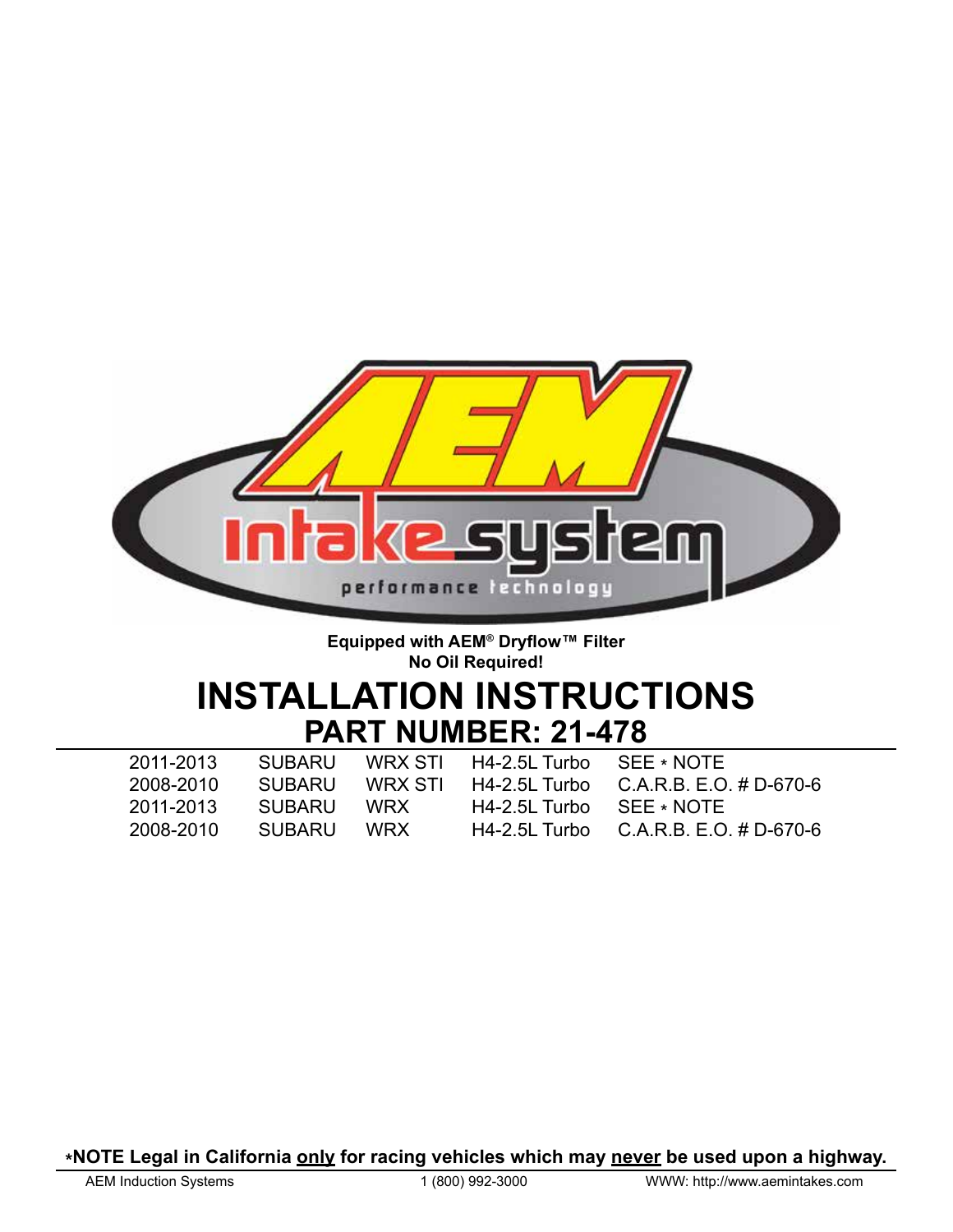Equipped with AEM® Dryflow™ Filter
No Oil Required!

# INSTALLATION INSTRUCTIONS

## PART NUMBER: 21-478

| | | | | |
|---|---|---|---|---|
| 2011-2013 | SUBARU | WRX STI | H4-2.5L Turbo | SEE * NOTE |
| 2008-2010 | SUBARU | WRX STI | H4-2.5L Turbo | C.A.R.B. E.O. # D-670-6 |
| 2011-2013 | SUBARU | WRX | H4-2.5L Turbo | SEE * NOTE |
| 2008-2010 | SUBARU | WRX | H4-2.5L Turbo | C.A.R.B. E.O. # D-670-6 |

**\*NOTE Legal in California only for racing vehicles which may never be used upon a highway.**

AEM Induction Systems 1 (800) 992-3000 WWW: http://www.aemintakes.com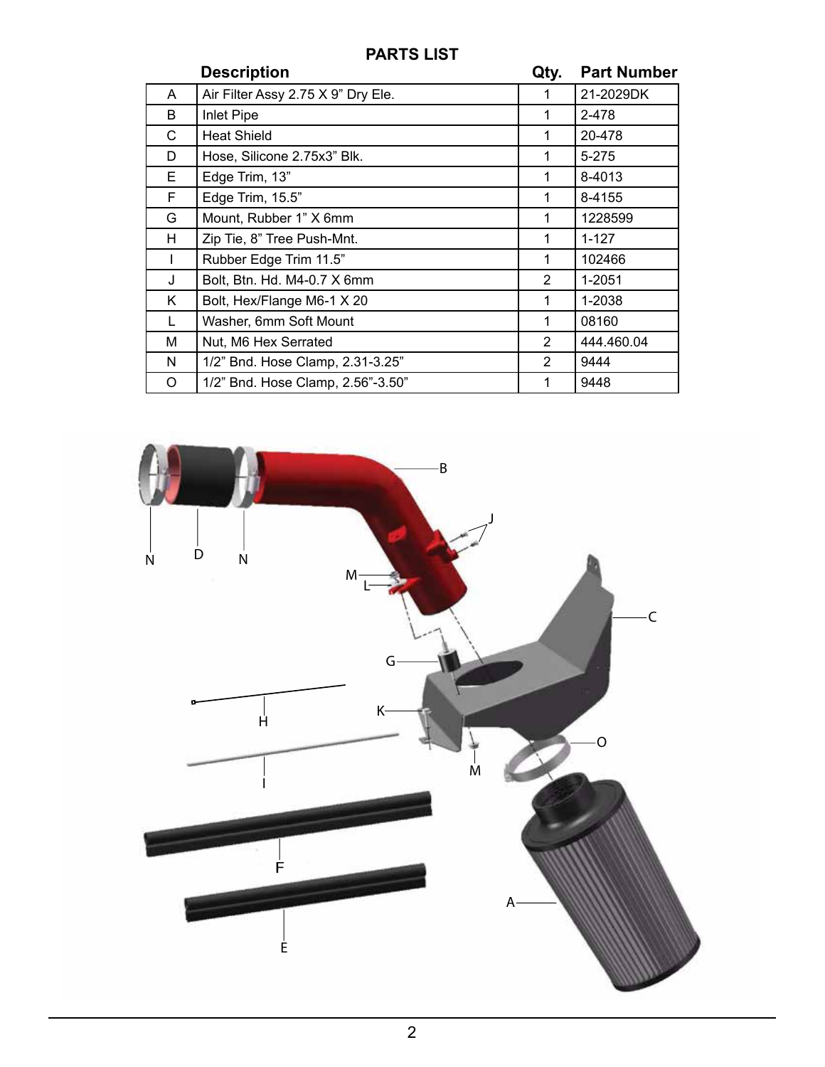## PARTS LIST

| | Description | Qty. | Part Number |
|---|---|---|---|
| A | Air Filter Assy 2.75 X 9" Dry Ele. | 1 | 21-2029DK |
| B | Inlet Pipe | 1 | 2-478 |
| C | Heat Shield | 1 | 20-478 |
| D | Hose, Silicone 2.75x3" Blk. | 1 | 5-275 |
| E | Edge Trim, 13" | 1 | 8-4013 |
| F | Edge Trim, 15.5" | 1 | 8-4155 |
| G | Mount, Rubber 1" X 6mm | 1 | 1228599 |
| H | Zip Tie, 8" Tree Push-Mnt. | 1 | 1-127 |
| I | Rubber Edge Trim 11.5" | 1 | 102466 |
| J | Bolt, Btn. Hd. M4-0.7 X 6mm | 2 | 1-2051 |
| K | Bolt, Hex/Flange M6-1 X 20 | 1 | 1-2038 |
| L | Washer, 6mm Soft Mount | 1 | 08160 |
| M | Nut, M6 Hex Serrated | 2 | 444.460.04 |
| N | 1/2" Bnd. Hose Clamp, 2.31-3.25" | 2 | 9444 |
| O | 1/2" Bnd. Hose Clamp, 2.56"-3.50" | 1 | 9448 |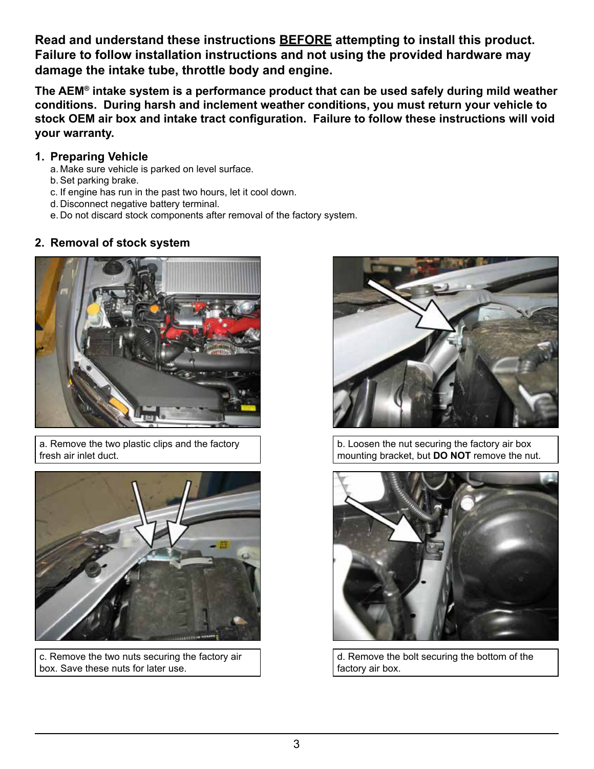**Read and understand these instructions BEFORE attempting to install this product. Failure to follow installation instructions and not using the provided hardware may damage the intake tube, throttle body and engine.**

**The AEM® intake system is a performance product that can be used safely during mild weather conditions. During harsh and inclement weather conditions, you must return your vehicle to stock OEM air box and intake tract configuration. Failure to follow these instructions will void your warranty.**

## 1. Preparing Vehicle

a. Make sure vehicle is parked on level surface.
b. Set parking brake.
c. If engine has run in the past two hours, let it cool down.
d. Disconnect negative battery terminal.
e. Do not discard stock components after removal of the factory system.

## 2. Removal of stock system

a. Remove the two plastic clips and the factory fresh air inlet duct.

b. Loosen the nut securing the factory air box mounting bracket, but **DO NOT** remove the nut.

c. Remove the two nuts securing the factory air box. Save these nuts for later use.

d. Remove the bolt securing the bottom of the factory air box.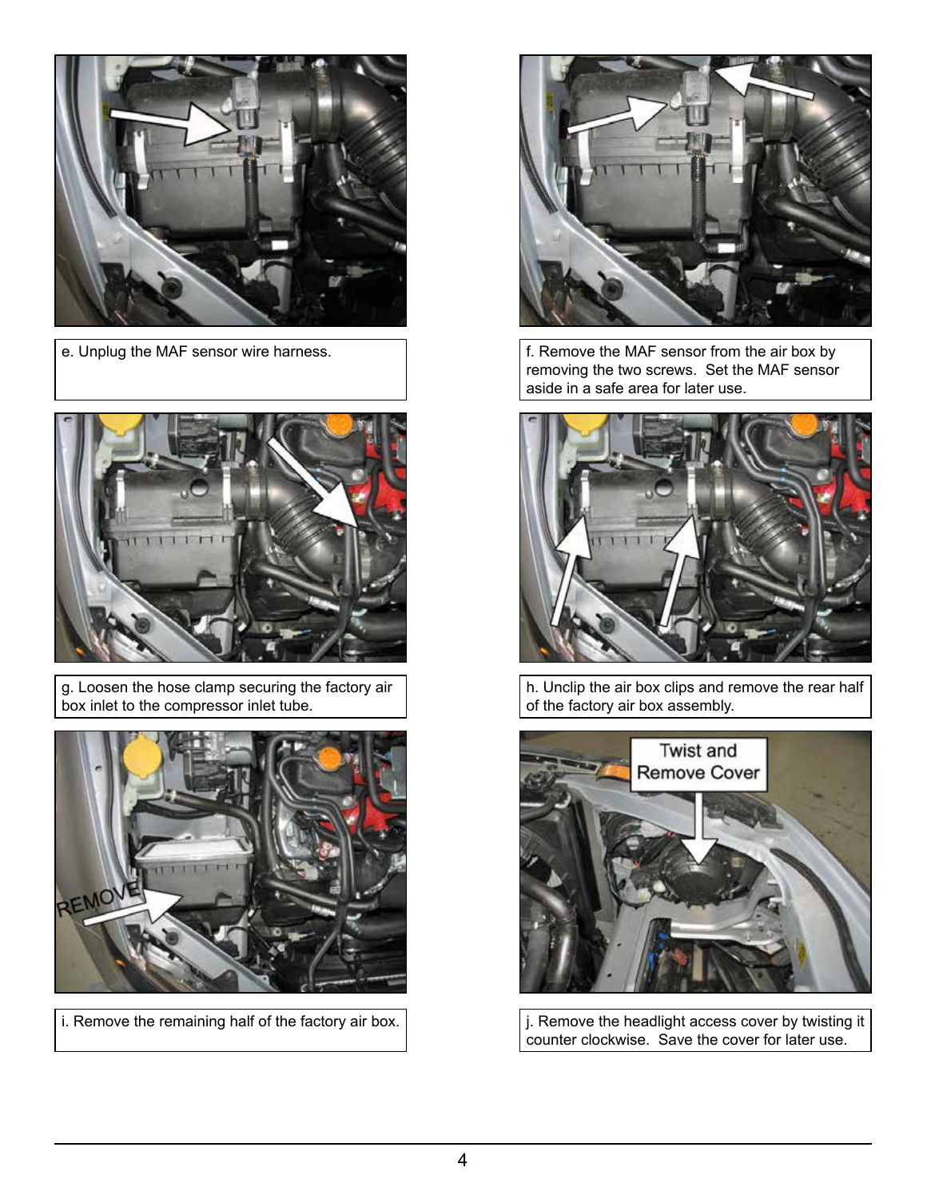e. Unplug the MAF sensor wire harness.

f. Remove the MAF sensor from the air box by removing the two screws. Set the MAF sensor aside in a safe area for later use.

g. Loosen the hose clamp securing the factory air box inlet to the compressor inlet tube.

h. Unclip the air box clips and remove the rear half of the factory air box assembly.

i. Remove the remaining half of the factory air box.

j. Remove the headlight access cover by twisting it counter clockwise. Save the cover for later use.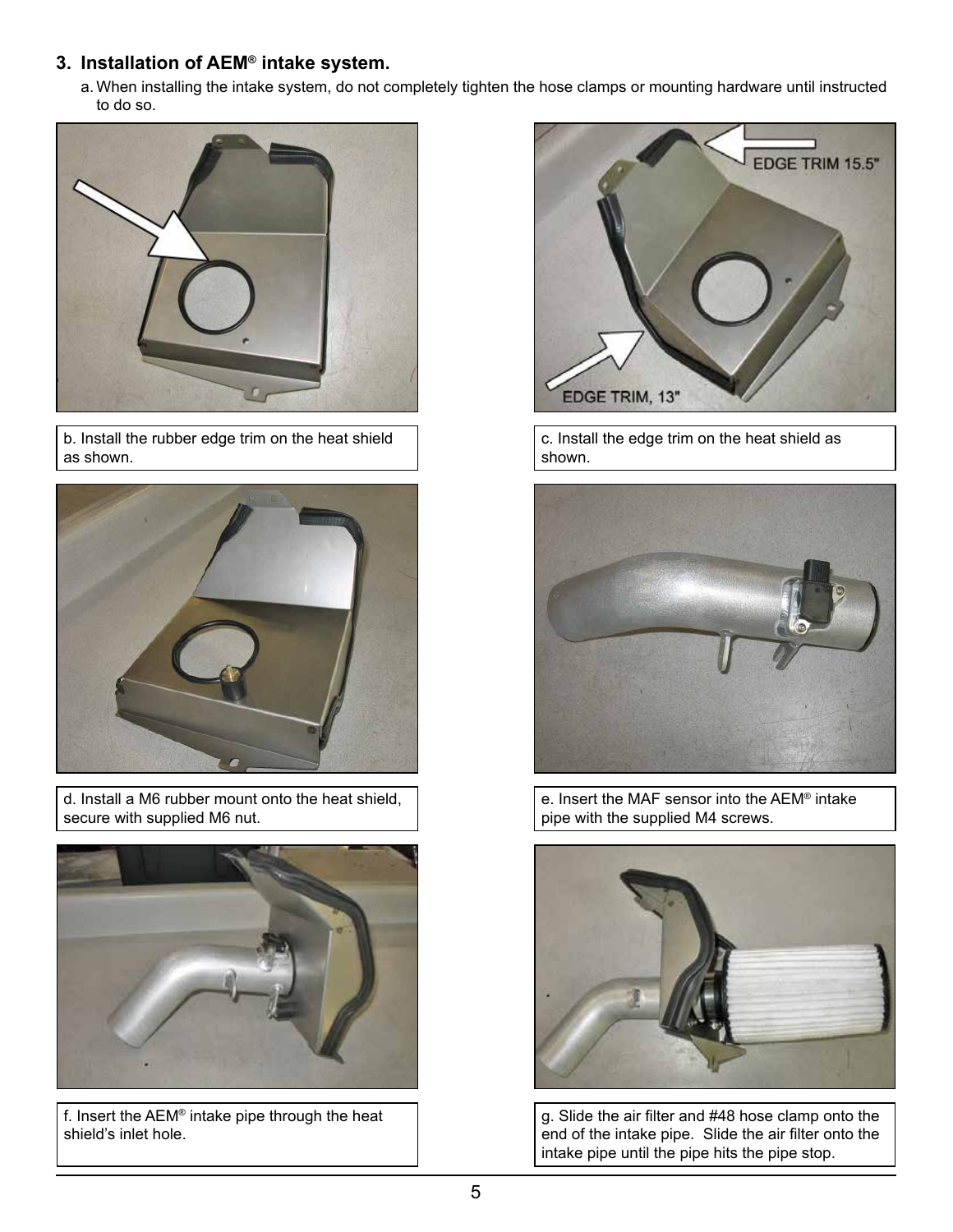## 3. Installation of AEM® intake system.

a. When installing the intake system, do not completely tighten the hose clamps or mounting hardware until instructed to do so.

b. Install the rubber edge trim on the heat shield as shown.

EDGE TRIM 15.5"

EDGE TRIM, 13"

c. Install the edge trim on the heat shield as shown.

d. Install a M6 rubber mount onto the heat shield, secure with supplied M6 nut.

e. Insert the MAF sensor into the AEM® intake pipe with the supplied M4 screws.

f. Insert the AEM® intake pipe through the heat shield's inlet hole.

g. Slide the air filter and #48 hose clamp onto the end of the intake pipe. Slide the air filter onto the intake pipe until the pipe hits the pipe stop.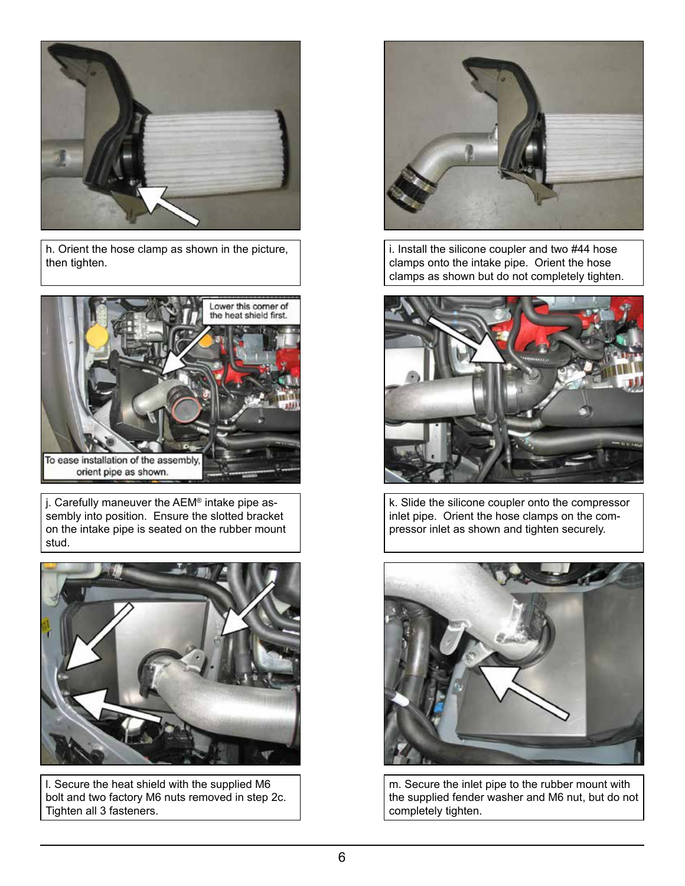h. Orient the hose clamp as shown in the picture, then tighten.

i. Install the silicone coupler and two #44 hose clamps onto the intake pipe. Orient the hose clamps as shown but do not completely tighten.

Lower this corner of the heat shield first.

To ease installation of the assembly, orient pipe as shown.

j. Carefully maneuver the AEM® intake pipe assembly into position. Ensure the slotted bracket on the intake pipe is seated on the rubber mount stud.

k. Slide the silicone coupler onto the compressor inlet pipe. Orient the hose clamps on the compressor inlet as shown and tighten securely.

l. Secure the heat shield with the supplied M6 bolt and two factory M6 nuts removed in step 2c. Tighten all 3 fasteners.

m. Secure the inlet pipe to the rubber mount with the supplied fender washer and M6 nut, but do not completely tighten.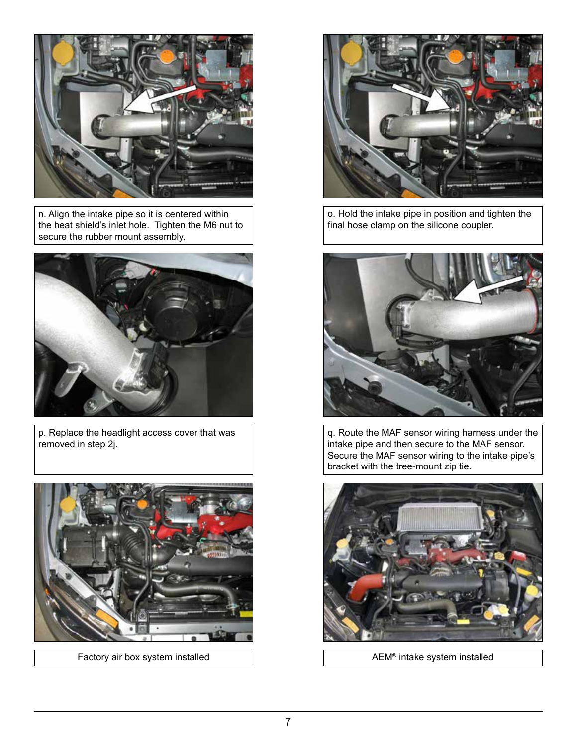n. Align the intake pipe so it is centered within the heat shield's inlet hole. Tighten the M6 nut to secure the rubber mount assembly.

o. Hold the intake pipe in position and tighten the final hose clamp on the silicone coupler.

p. Replace the headlight access cover that was removed in step 2j.

q. Route the MAF sensor wiring harness under the intake pipe and then secure to the MAF sensor. Secure the MAF sensor wiring to the intake pipe's bracket with the tree-mount zip tie.

Factory air box system installed

AEM® intake system installed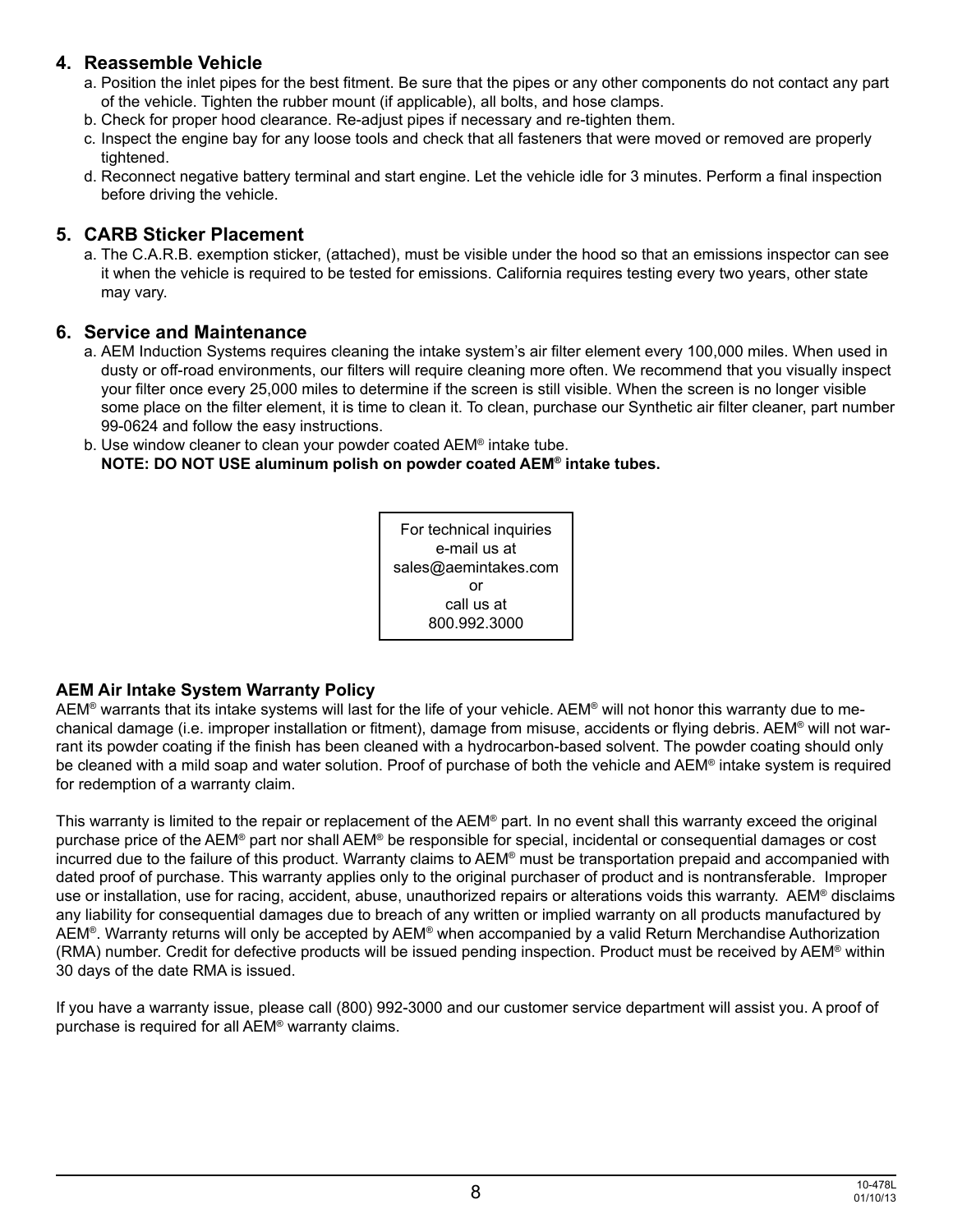## 4. Reassemble Vehicle

a. Position the inlet pipes for the best fitment. Be sure that the pipes or any other components do not contact any part of the vehicle. Tighten the rubber mount (if applicable), all bolts, and hose clamps.
b. Check for proper hood clearance. Re-adjust pipes if necessary and re-tighten them.
c. Inspect the engine bay for any loose tools and check that all fasteners that were moved or removed are properly tightened.
d. Reconnect negative battery terminal and start engine. Let the vehicle idle for 3 minutes. Perform a final inspection before driving the vehicle.

## 5. CARB Sticker Placement

a. The C.A.R.B. exemption sticker, (attached), must be visible under the hood so that an emissions inspector can see it when the vehicle is required to be tested for emissions. California requires testing every two years, other state may vary.

## 6. Service and Maintenance

a. AEM Induction Systems requires cleaning the intake system's air filter element every 100,000 miles. When used in dusty or off-road environments, our filters will require cleaning more often. We recommend that you visually inspect your filter once every 25,000 miles to determine if the screen is still visible. When the screen is no longer visible some place on the filter element, it is time to clean it. To clean, purchase our Synthetic air filter cleaner, part number 99-0624 and follow the easy instructions.
b. Use window cleaner to clean your powder coated AEM® intake tube.
**NOTE: DO NOT USE aluminum polish on powder coated AEM® intake tubes.**

For technical inquiries
e-mail us at
sales@aemintakes.com
or
call us at
800.992.3000

### AEM Air Intake System Warranty Policy

AEM® warrants that its intake systems will last for the life of your vehicle. AEM® will not honor this warranty due to mechanical damage (i.e. improper installation or fitment), damage from misuse, accidents or flying debris. AEM® will not warrant its powder coating if the finish has been cleaned with a hydrocarbon-based solvent. The powder coating should only be cleaned with a mild soap and water solution. Proof of purchase of both the vehicle and AEM® intake system is required for redemption of a warranty claim.

This warranty is limited to the repair or replacement of the AEM® part. In no event shall this warranty exceed the original purchase price of the AEM® part nor shall AEM® be responsible for special, incidental or consequential damages or cost incurred due to the failure of this product. Warranty claims to AEM® must be transportation prepaid and accompanied with dated proof of purchase. This warranty applies only to the original purchaser of product and is nontransferable. Improper use or installation, use for racing, accident, abuse, unauthorized repairs or alterations voids this warranty. AEM® disclaims any liability for consequential damages due to breach of any written or implied warranty on all products manufactured by AEM®. Warranty returns will only be accepted by AEM® when accompanied by a valid Return Merchandise Authorization (RMA) number. Credit for defective products will be issued pending inspection. Product must be received by AEM® within 30 days of the date RMA is issued.

If you have a warranty issue, please call (800) 992-3000 and our customer service department will assist you. A proof of purchase is required for all AEM® warranty claims.

10-478L
01/10/13